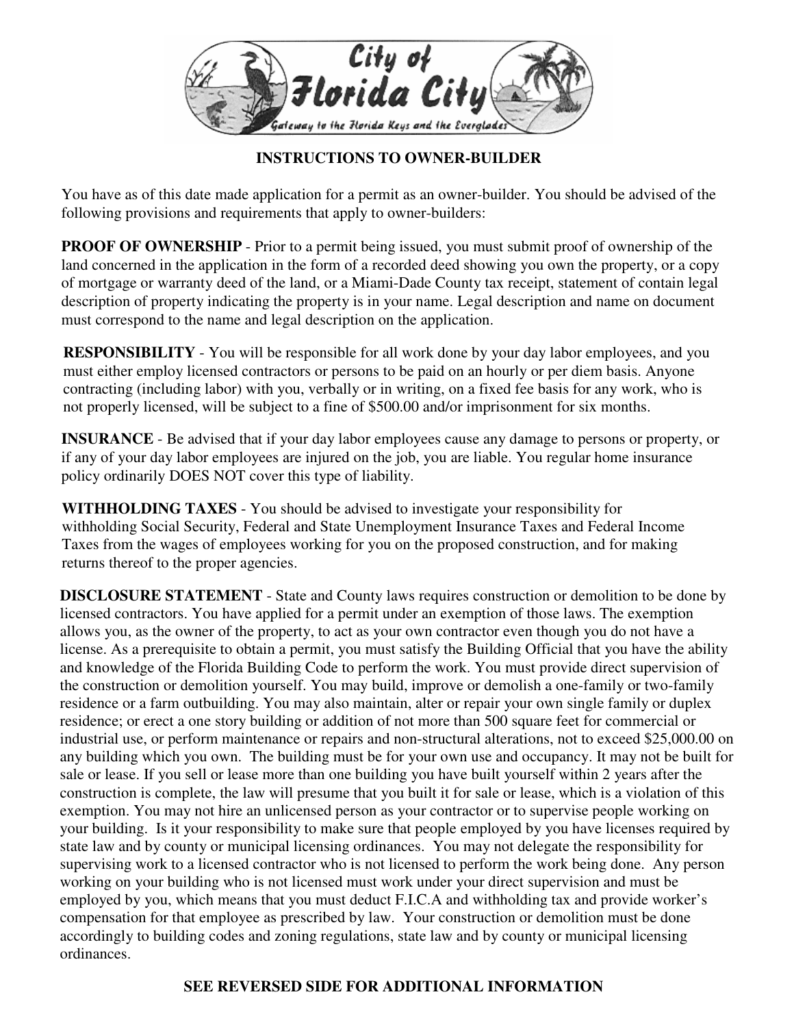City of Florida City

Gateway to the Florida Keys and the Everglades

# INSTRUCTIONS TO OWNER-BUILDER

You have as of this date made application for a permit as an owner-builder. You should be advised of the following provisions and requirements that apply to owner-builders:

**PROOF OF OWNERSHIP** - Prior to a permit being issued, you must submit proof of ownership of the land concerned in the application in the form of a recorded deed showing you own the property, or a copy of mortgage or warranty deed of the land, or a Miami-Dade County tax receipt, statement of contain legal description of property indicating the property is in your name. Legal description and name on document must correspond to the name and legal description on the application.

**RESPONSIBILITY** - You will be responsible for all work done by your day labor employees, and you must either employ licensed contractors or persons to be paid on an hourly or per diem basis. Anyone contracting (including labor) with you, verbally or in writing, on a fixed fee basis for any work, who is not properly licensed, will be subject to a fine of $500.00 and/or imprisonment for six months.

**INSURANCE** - Be advised that if your day labor employees cause any damage to persons or property, or if any of your day labor employees are injured on the job, you are liable. You regular home insurance policy ordinarily DOES NOT cover this type of liability.

**WITHHOLDING TAXES** - You should be advised to investigate your responsibility for withholding Social Security, Federal and State Unemployment Insurance Taxes and Federal Income Taxes from the wages of employees working for you on the proposed construction, and for making returns thereof to the proper agencies.

**DISCLOSURE STATEMENT** - State and County laws requires construction or demolition to be done by licensed contractors. You have applied for a permit under an exemption of those laws. The exemption allows you, as the owner of the property, to act as your own contractor even though you do not have a license. As a prerequisite to obtain a permit, you must satisfy the Building Official that you have the ability and knowledge of the Florida Building Code to perform the work. You must provide direct supervision of the construction or demolition yourself. You may build, improve or demolish a one-family or two-family residence or a farm outbuilding. You may also maintain, alter or repair your own single family or duplex residence; or erect a one story building or addition of not more than 500 square feet for commercial or industrial use, or perform maintenance or repairs and non-structural alterations, not to exceed $25,000.00 on any building which you own. The building must be for your own use and occupancy. It may not be built for sale or lease. If you sell or lease more than one building you have built yourself within 2 years after the construction is complete, the law will presume that you built it for sale or lease, which is a violation of this exemption. You may not hire an unlicensed person as your contractor or to supervise people working on your building. Is it your responsibility to make sure that people employed by you have licenses required by state law and by county or municipal licensing ordinances. You may not delegate the responsibility for supervising work to a licensed contractor who is not licensed to perform the work being done. Any person working on your building who is not licensed must work under your direct supervision and must be employed by you, which means that you must deduct F.I.C.A and withholding tax and provide worker's compensation for that employee as prescribed by law. Your construction or demolition must be done accordingly to building codes and zoning regulations, state law and by county or municipal licensing ordinances.

**SEE REVERSED SIDE FOR ADDITIONAL INFORMATION**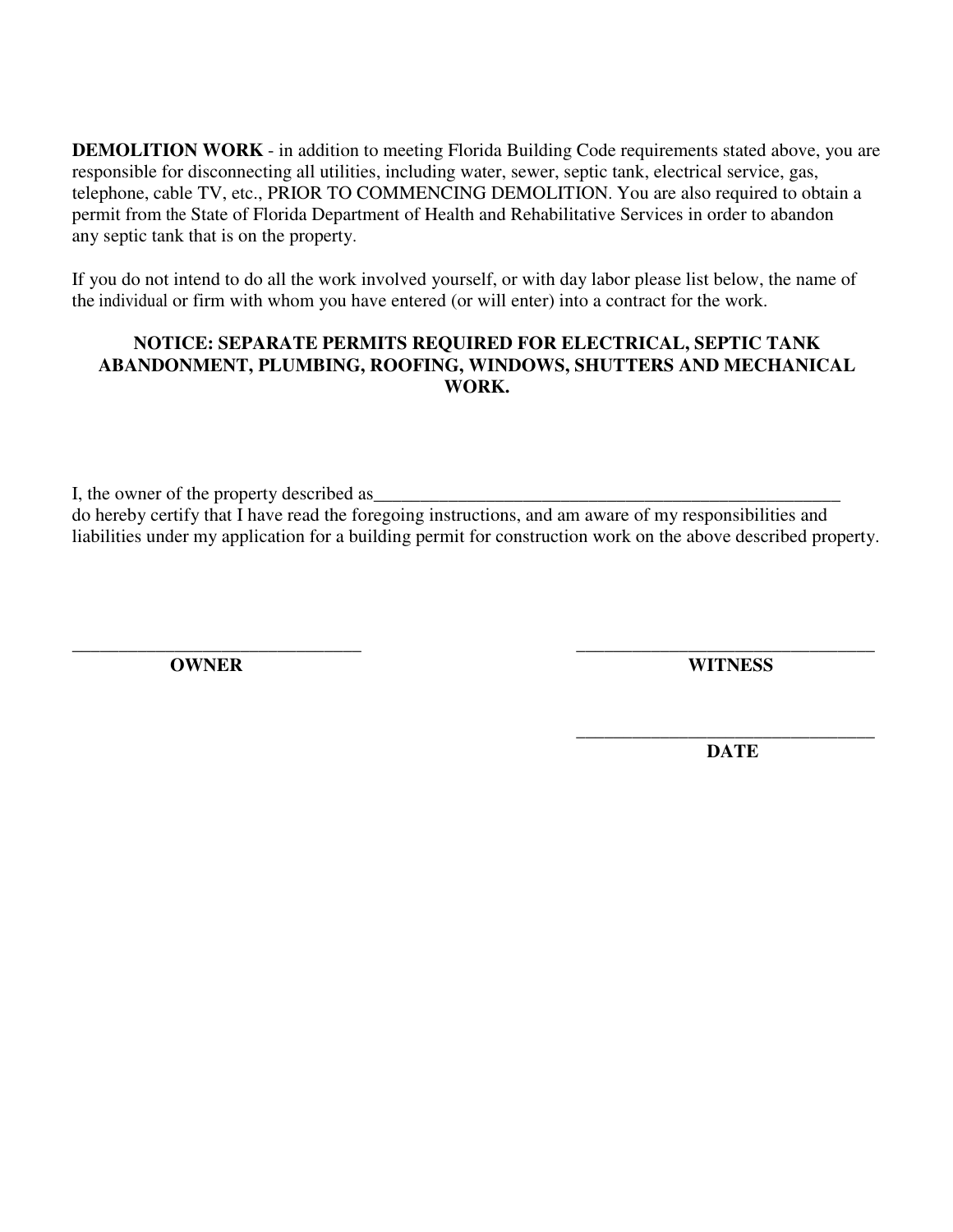**DEMOLITION WORK** - in addition to meeting Florida Building Code requirements stated above, you are responsible for disconnecting all utilities, including water, sewer, septic tank, electrical service, gas, telephone, cable TV, etc., PRIOR TO COMMENCING DEMOLITION. You are also required to obtain a permit from the State of Florida Department of Health and Rehabilitative Services in order to abandon any septic tank that is on the property.

If you do not intend to do all the work involved yourself, or with day labor please list below, the name of the individual or firm with whom you have entered (or will enter) into a contract for the work.

**NOTICE: SEPARATE PERMITS REQUIRED FOR ELECTRICAL, SEPTIC TANK ABANDONMENT, PLUMBING, ROOFING, WINDOWS, SHUTTERS AND MECHANICAL WORK.**

I, the owner of the property described as_____________________________________________________
do hereby certify that I have read the foregoing instructions, and am aware of my responsibilities and liabilities under my application for a building permit for construction work on the above described property.

_______________________________ **OWNER**

_______________________________ **WITNESS**

_______________________________ **DATE**